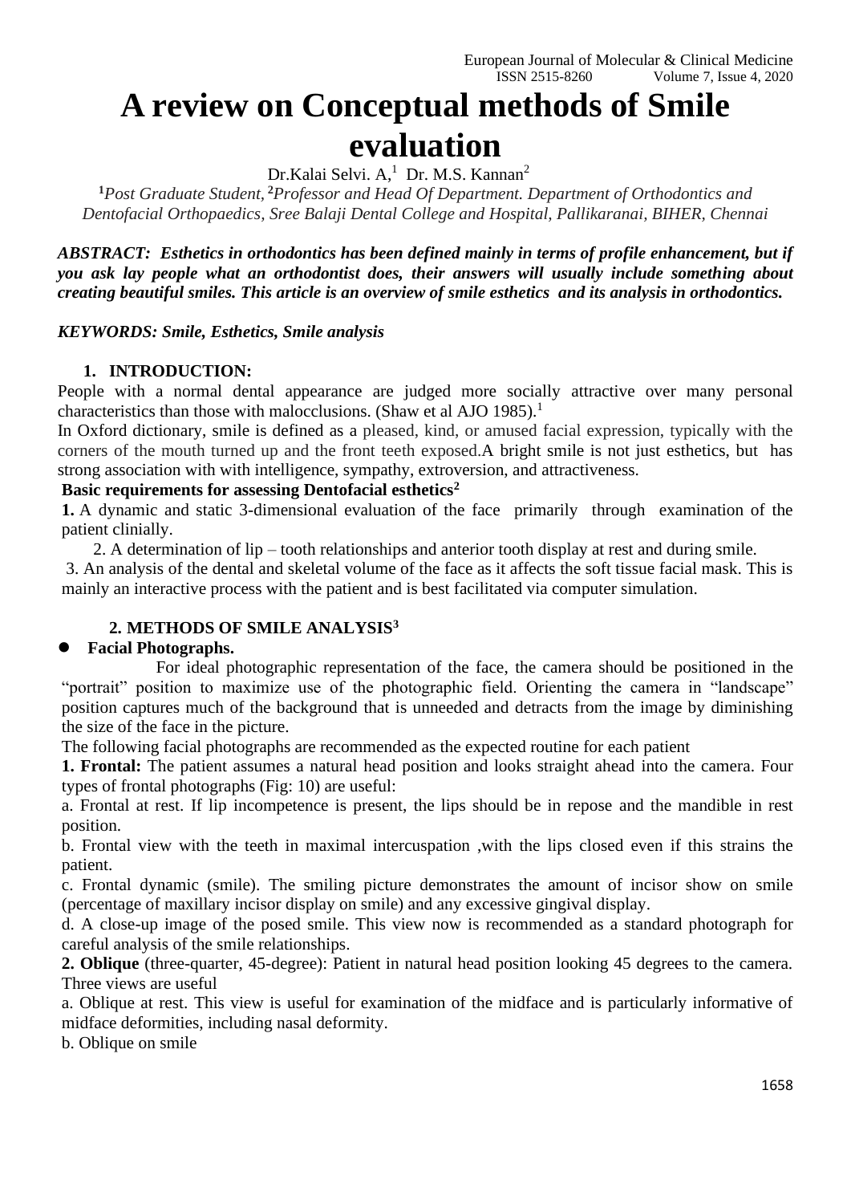# A review on Conceptual methods of Smile evaluation

Dr.Kalai Selvi. A,[1] Dr. M.S. Kannan[2]

[1]*Post Graduate Student,* [2]*Professor and Head Of Department. Department of Orthodontics and Dentofacial Orthopaedics, Sree Balaji Dental College and Hospital, Pallikaranai, BIHER, Chennai*

***ABSTRACT: Esthetics in orthodontics has been defined mainly in terms of profile enhancement, but if you ask lay people what an orthodontist does, their answers will usually include something about creating beautiful smiles. This article is an overview of smile esthetics and its analysis in orthodontics.***

***KEYWORDS: Smile, Esthetics, Smile analysis***

## 1. INTRODUCTION:

People with a normal dental appearance are judged more socially attractive over many personal characteristics than those with malocclusions. (Shaw et al AJO 1985).[1]

In Oxford dictionary, smile is defined as a pleased, kind, or amused facial expression, typically with the corners of the mouth turned up and the front teeth exposed.A bright smile is not just esthetics, but has strong association with with intelligence, sympathy, extroversion, and attractiveness.

**Basic requirements for assessing Dentofacial esthetics[2]**

**1.** A dynamic and static 3-dimensional evaluation of the face primarily through examination of the patient clinially.

2. A determination of lip – tooth relationships and anterior tooth display at rest and during smile.

3. An analysis of the dental and skeletal volume of the face as it affects the soft tissue facial mask. This is mainly an interactive process with the patient and is best facilitated via computer simulation.

## 2. METHODS OF SMILE ANALYSIS[3]

- **Facial Photographs.**

For ideal photographic representation of the face, the camera should be positioned in the "portrait" position to maximize use of the photographic field. Orienting the camera in "landscape" position captures much of the background that is unneeded and detracts from the image by diminishing the size of the face in the picture.

The following facial photographs are recommended as the expected routine for each patient

**1. Frontal:** The patient assumes a natural head position and looks straight ahead into the camera. Four types of frontal photographs (Fig: 10) are useful:

a. Frontal at rest. If lip incompetence is present, the lips should be in repose and the mandible in rest position.

b. Frontal view with the teeth in maximal intercuspation ,with the lips closed even if this strains the patient.

c. Frontal dynamic (smile). The smiling picture demonstrates the amount of incisor show on smile (percentage of maxillary incisor display on smile) and any excessive gingival display.

d. A close-up image of the posed smile. This view now is recommended as a standard photograph for careful analysis of the smile relationships.

**2. Oblique** (three-quarter, 45-degree): Patient in natural head position looking 45 degrees to the camera. Three views are useful

a. Oblique at rest. This view is useful for examination of the midface and is particularly informative of midface deformities, including nasal deformity.

b. Oblique on smile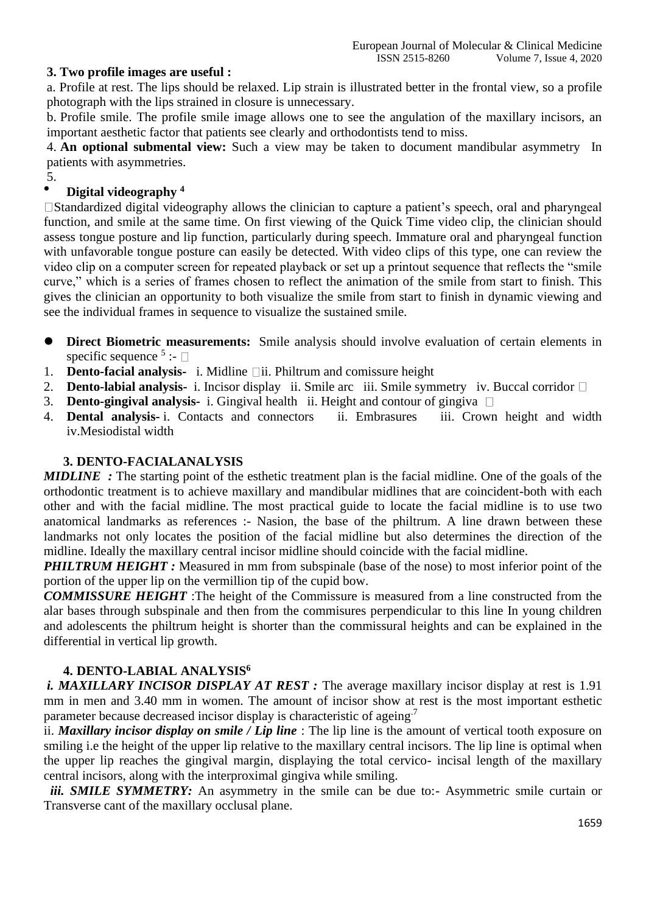**3. Two profile images are useful :**

a. Profile at rest. The lips should be relaxed. Lip strain is illustrated better in the frontal view, so a profile photograph with the lips strained in closure is unnecessary.

b. Profile smile. The profile smile image allows one to see the angulation of the maxillary incisors, an important aesthetic factor that patients see clearly and orthodontists tend to miss.

4. **An optional submental view:** Such a view may be taken to document mandibular asymmetry In patients with asymmetries.

5.

- **Digital videography [4]**

Standardized digital videography allows the clinician to capture a patient's speech, oral and pharyngeal function, and smile at the same time. On first viewing of the Quick Time video clip, the clinician should assess tongue posture and lip function, particularly during speech. Immature oral and pharyngeal function with unfavorable tongue posture can easily be detected. With video clips of this type, one can review the video clip on a computer screen for repeated playback or set up a printout sequence that reflects the "smile curve," which is a series of frames chosen to reflect the animation of the smile from start to finish. This gives the clinician an opportunity to both visualize the smile from start to finish in dynamic viewing and see the individual frames in sequence to visualize the sustained smile.

- **Direct Biometric measurements:** Smile analysis should involve evaluation of certain elements in specific sequence [5] :-

1. **Dento-facial analysis-** i. Midline ii. Philtrum and comissure height
2. **Dento-labial analysis-** i. Incisor display ii. Smile arc iii. Smile symmetry iv. Buccal corridor
3. **Dento-gingival analysis-** i. Gingival health ii. Height and contour of gingiva
4. **Dental analysis-** i. Contacts and connectors ii. Embrasures iii. Crown height and width iv.Mesiodistal width

### 3. DENTO-FACIALANALYSIS

***MIDLINE :*** The starting point of the esthetic treatment plan is the facial midline. One of the goals of the orthodontic treatment is to achieve maxillary and mandibular midlines that are coincident-both with each other and with the facial midline. The most practical guide to locate the facial midline is to use two anatomical landmarks as references :- Nasion, the base of the philtrum. A line drawn between these landmarks not only locates the position of the facial midline but also determines the direction of the midline. Ideally the maxillary central incisor midline should coincide with the facial midline.

***PHILTRUM HEIGHT :*** Measured in mm from subspinale (base of the nose) to most inferior point of the portion of the upper lip on the vermillion tip of the cupid bow.

***COMMISSURE HEIGHT*** :The height of the Commissure is measured from a line constructed from the alar bases through subspinale and then from the commisures perpendicular to this line In young children and adolescents the philtrum height is shorter than the commissural heights and can be explained in the differential in vertical lip growth.

### 4. DENTO-LABIAL ANALYSIS[6]

***i. MAXILLARY INCISOR DISPLAY AT REST :*** The average maxillary incisor display at rest is 1.91 mm in men and 3.40 mm in women. The amount of incisor show at rest is the most important esthetic parameter because decreased incisor display is characteristic of ageing.[7]

ii. ***Maxillary incisor display on smile / Lip line*** : The lip line is the amount of vertical tooth exposure on smiling i.e the height of the upper lip relative to the maxillary central incisors. The lip line is optimal when the upper lip reaches the gingival margin, displaying the total cervico- incisal length of the maxillary central incisors, along with the interproximal gingiva while smiling.

***iii. SMILE SYMMETRY:*** An asymmetry in the smile can be due to:- Asymmetric smile curtain or Transverse cant of the maxillary occlusal plane.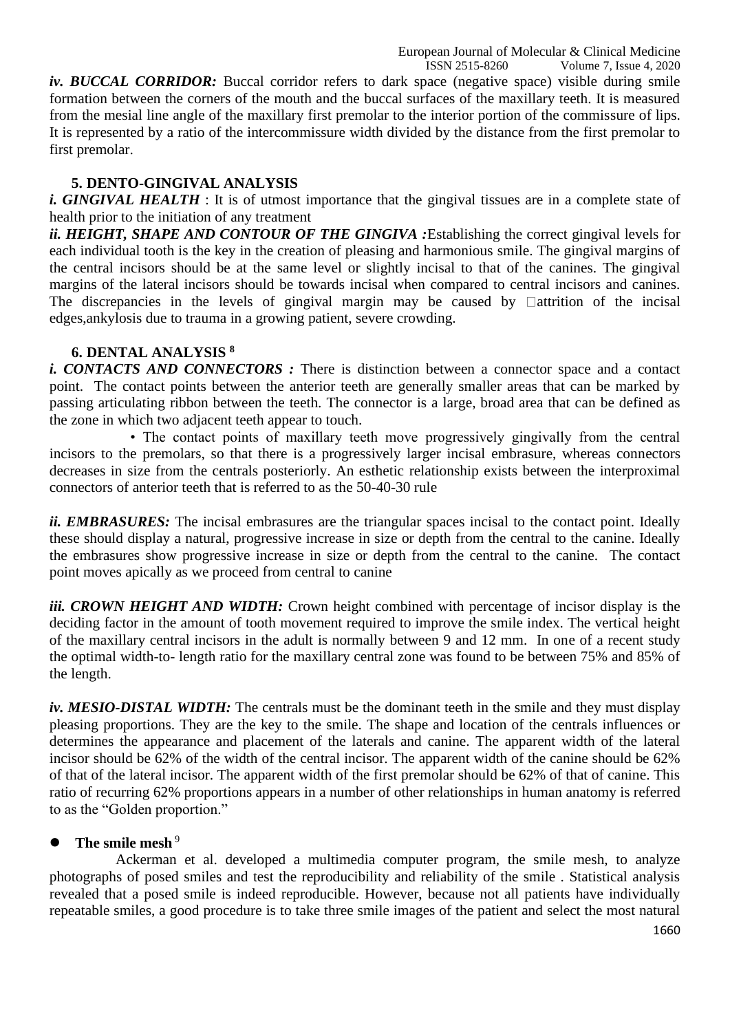***iv. BUCCAL CORRIDOR:*** Buccal corridor refers to dark space (negative space) visible during smile formation between the corners of the mouth and the buccal surfaces of the maxillary teeth. It is measured from the mesial line angle of the maxillary first premolar to the interior portion of the commissure of lips. It is represented by a ratio of the intercommissure width divided by the distance from the first premolar to first premolar.

### 5. DENTO-GINGIVAL ANALYSIS

***i. GINGIVAL HEALTH*** : It is of utmost importance that the gingival tissues are in a complete state of health prior to the initiation of any treatment

***ii. HEIGHT, SHAPE AND CONTOUR OF THE GINGIVA :***Establishing the correct gingival levels for each individual tooth is the key in the creation of pleasing and harmonious smile. The gingival margins of the central incisors should be at the same level or slightly incisal to that of the canines. The gingival margins of the lateral incisors should be towards incisal when compared to central incisors and canines. The discrepancies in the levels of gingival margin may be caused by attrition of the incisal edges,ankylosis due to trauma in a growing patient, severe crowding.

### 6. DENTAL ANALYSIS [8]

***i. CONTACTS AND CONNECTORS :*** There is distinction between a connector space and a contact point. The contact points between the anterior teeth are generally smaller areas that can be marked by passing articulating ribbon between the teeth. The connector is a large, broad area that can be defined as the zone in which two adjacent teeth appear to touch.

• The contact points of maxillary teeth move progressively gingivally from the central incisors to the premolars, so that there is a progressively larger incisal embrasure, whereas connectors decreases in size from the centrals posteriorly. An esthetic relationship exists between the interproximal connectors of anterior teeth that is referred to as the 50-40-30 rule

***ii. EMBRASURES:*** The incisal embrasures are the triangular spaces incisal to the contact point. Ideally these should display a natural, progressive increase in size or depth from the central to the canine. Ideally the embrasures show progressive increase in size or depth from the central to the canine. The contact point moves apically as we proceed from central to canine

***iii. CROWN HEIGHT AND WIDTH:*** Crown height combined with percentage of incisor display is the deciding factor in the amount of tooth movement required to improve the smile index. The vertical height of the maxillary central incisors in the adult is normally between 9 and 12 mm. In one of a recent study the optimal width-to- length ratio for the maxillary central zone was found to be between 75% and 85% of the length.

***iv. MESIO-DISTAL WIDTH:*** The centrals must be the dominant teeth in the smile and they must display pleasing proportions. They are the key to the smile. The shape and location of the centrals influences or determines the appearance and placement of the laterals and canine. The apparent width of the lateral incisor should be 62% of the width of the central incisor. The apparent width of the canine should be 62% of that of the lateral incisor. The apparent width of the first premolar should be 62% of that of canine. This ratio of recurring 62% proportions appears in a number of other relationships in human anatomy is referred to as the "Golden proportion."

- **The smile mesh** [9]

Ackerman et al. developed a multimedia computer program, the smile mesh, to analyze photographs of posed smiles and test the reproducibility and reliability of the smile . Statistical analysis revealed that a posed smile is indeed reproducible. However, because not all patients have individually repeatable smiles, a good procedure is to take three smile images of the patient and select the most natural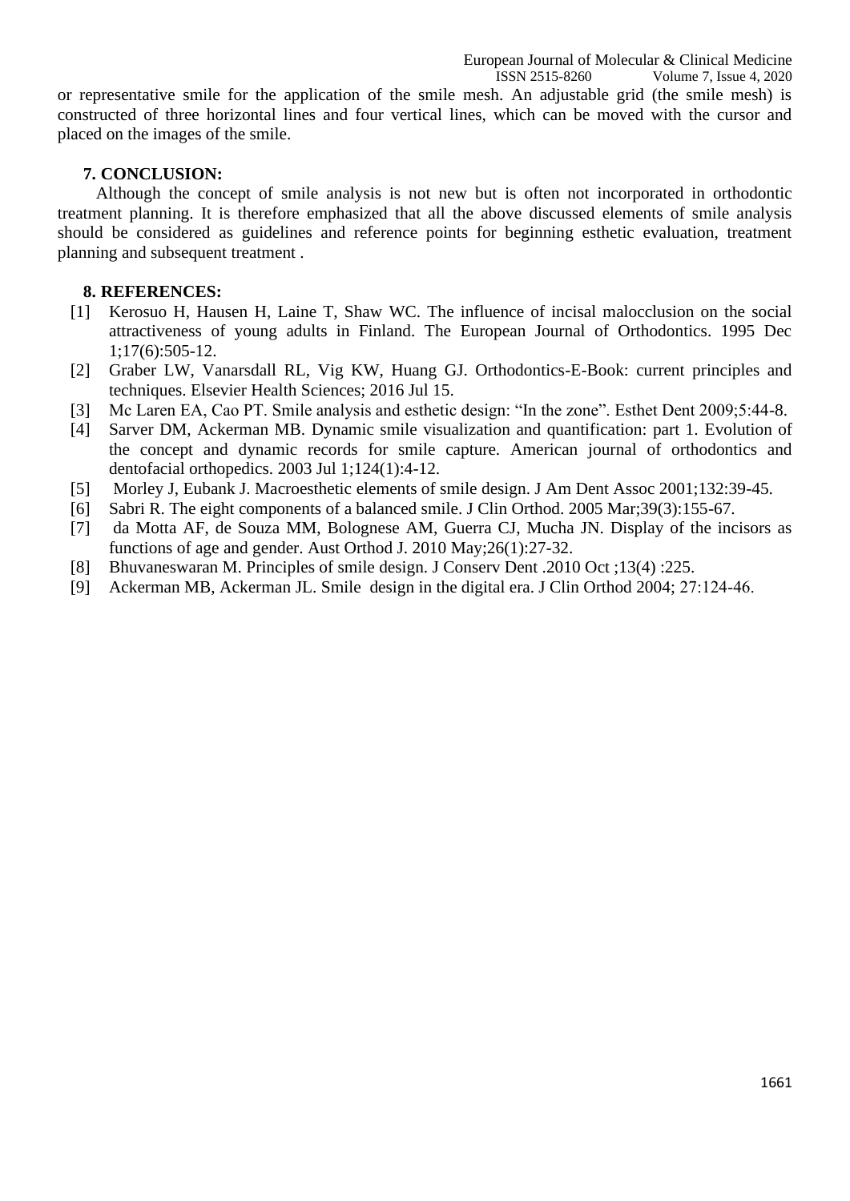or representative smile for the application of the smile mesh. An adjustable grid (the smile mesh) is constructed of three horizontal lines and four vertical lines, which can be moved with the cursor and placed on the images of the smile.

## 7. CONCLUSION:

Although the concept of smile analysis is not new but is often not incorporated in orthodontic treatment planning. It is therefore emphasized that all the above discussed elements of smile analysis should be considered as guidelines and reference points for beginning esthetic evaluation, treatment planning and subsequent treatment .

## 8. REFERENCES:

[1] Kerosuo H, Hausen H, Laine T, Shaw WC. The influence of incisal malocclusion on the social attractiveness of young adults in Finland. The European Journal of Orthodontics. 1995 Dec 1;17(6):505-12.

[2] Graber LW, Vanarsdall RL, Vig KW, Huang GJ. Orthodontics-E-Book: current principles and techniques. Elsevier Health Sciences; 2016 Jul 15.

[3] Mc Laren EA, Cao PT. Smile analysis and esthetic design: "In the zone". Esthet Dent 2009;5:44-8.

[4] Sarver DM, Ackerman MB. Dynamic smile visualization and quantification: part 1. Evolution of the concept and dynamic records for smile capture. American journal of orthodontics and dentofacial orthopedics. 2003 Jul 1;124(1):4-12.

[5] Morley J, Eubank J. Macroesthetic elements of smile design. J Am Dent Assoc 2001;132:39-45.

[6] Sabri R. The eight components of a balanced smile. J Clin Orthod. 2005 Mar;39(3):155-67.

[7] da Motta AF, de Souza MM, Bolognese AM, Guerra CJ, Mucha JN. Display of the incisors as functions of age and gender. Aust Orthod J. 2010 May;26(1):27-32.

[8] Bhuvaneswaran M. Principles of smile design. J Conserv Dent .2010 Oct ;13(4) :225.

[9] Ackerman MB, Ackerman JL. Smile design in the digital era. J Clin Orthod 2004; 27:124-46.